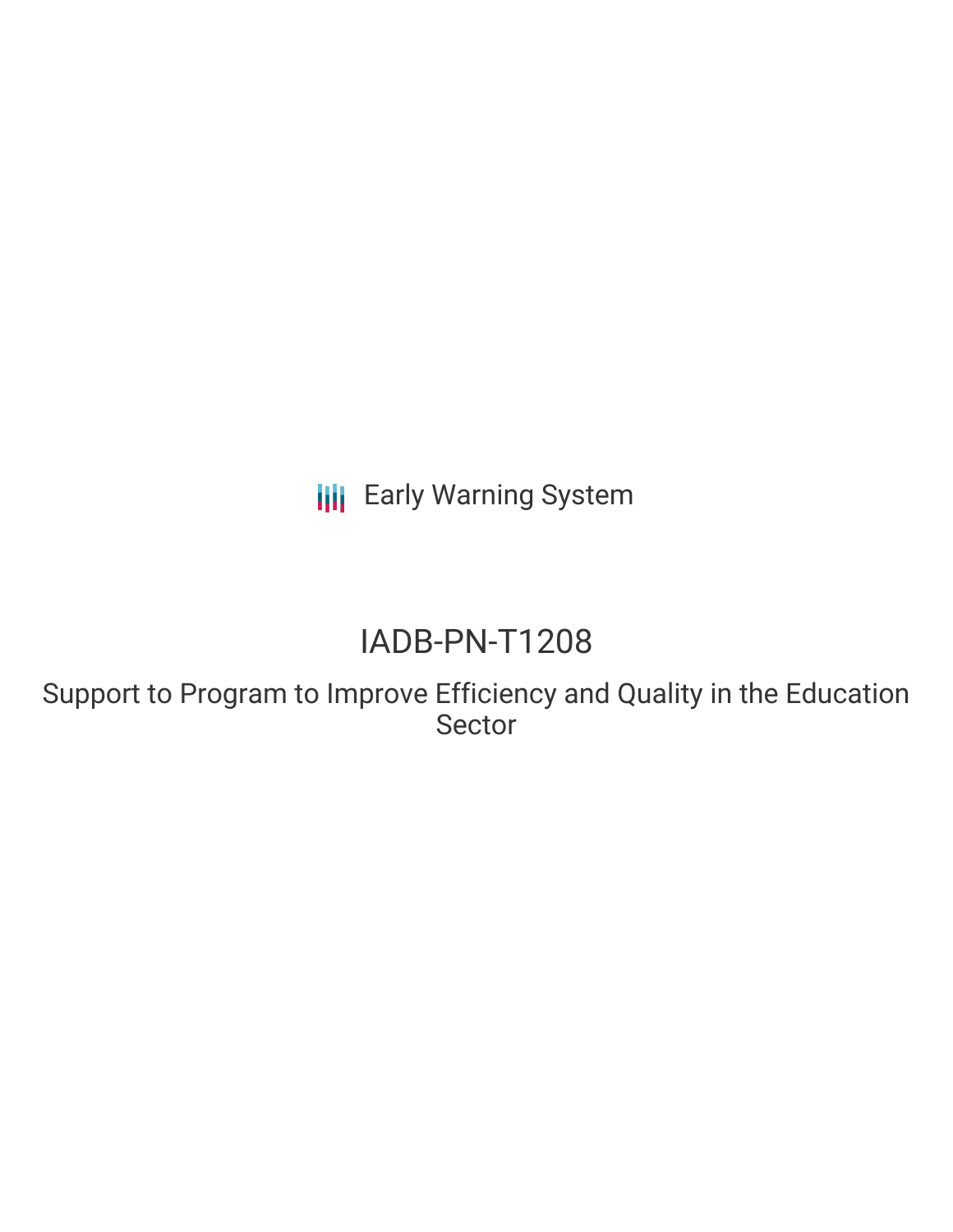Early Warning System

# IADB-PN-T1208

## Support to Program to Improve Efficiency and Quality in the Education Sector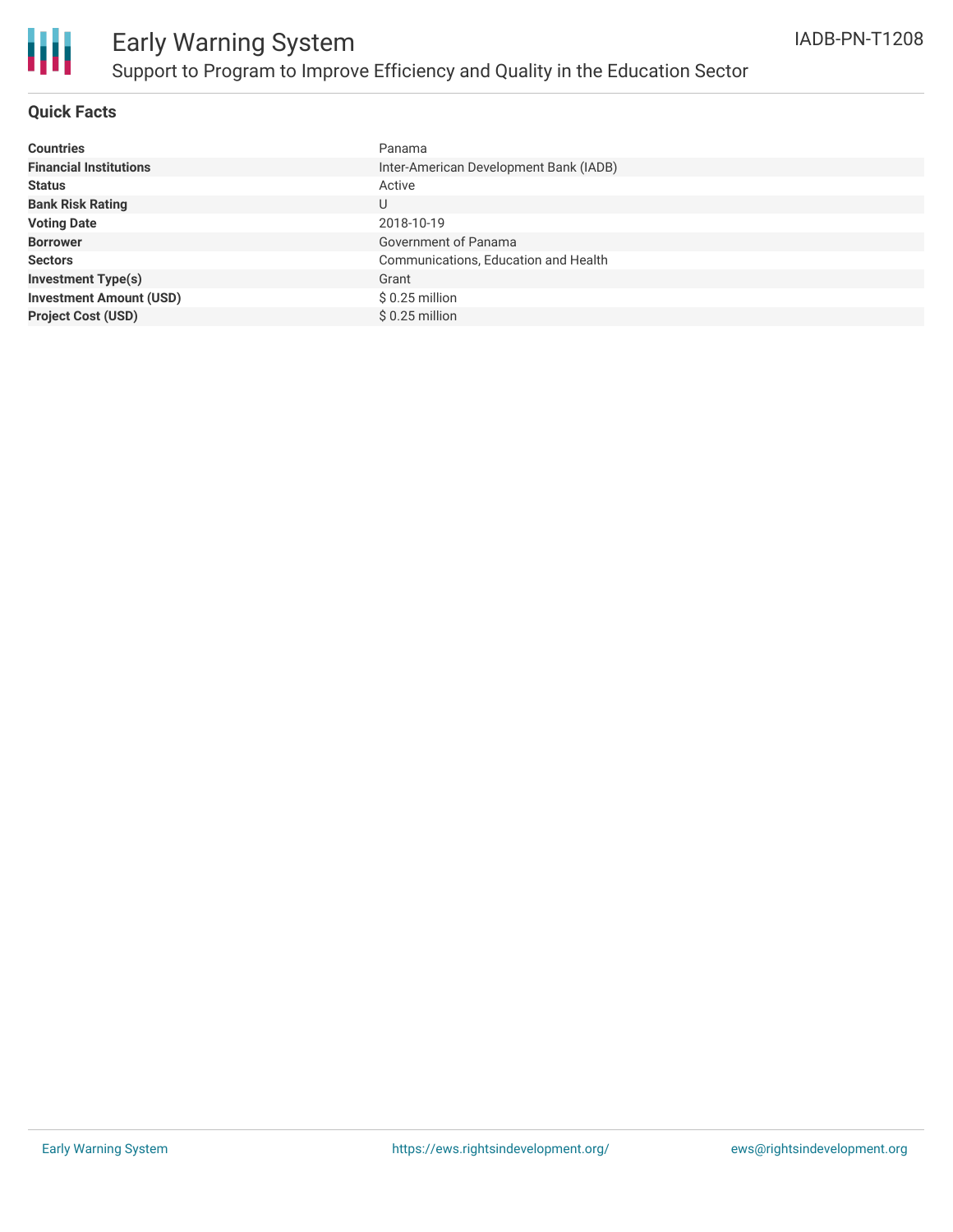## Quick Facts

| | |
|---|---|
| **Countries** | Panama |
| **Financial Institutions** | Inter-American Development Bank (IADB) |
| **Status** | Active |
| **Bank Risk Rating** | U |
| **Voting Date** | 2018-10-19 |
| **Borrower** | Government of Panama |
| **Sectors** | Communications, Education and Health |
| **Investment Type(s)** | Grant |
| **Investment Amount (USD)** | $ 0.25 million |
| **Project Cost (USD)** | $ 0.25 million |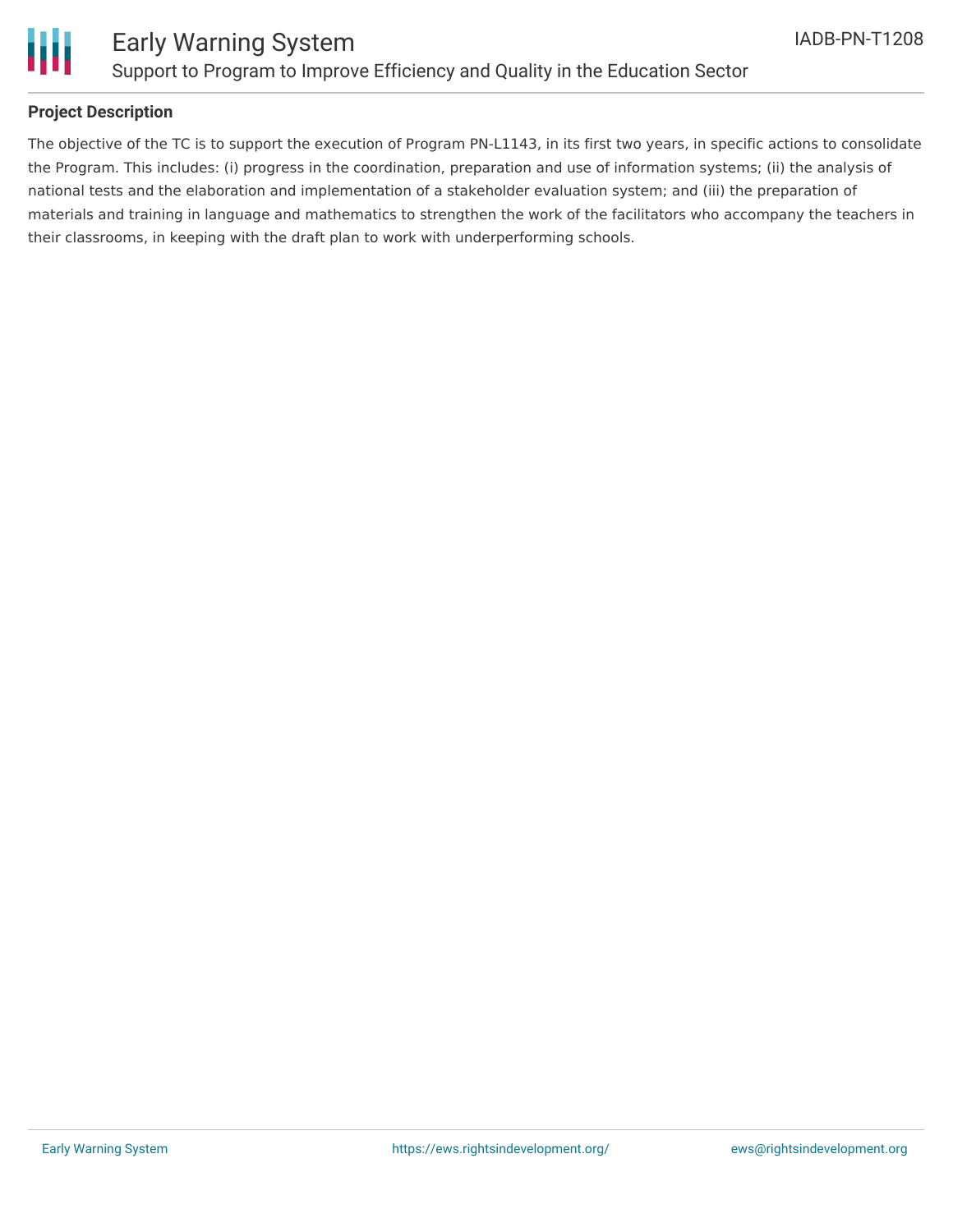### Project Description

The objective of the TC is to support the execution of Program PN-L1143, in its first two years, in specific actions to consolidate the Program. This includes: (i) progress in the coordination, preparation and use of information systems; (ii) the analysis of national tests and the elaboration and implementation of a stakeholder evaluation system; and (iii) the preparation of materials and training in language and mathematics to strengthen the work of the facilitators who accompany the teachers in their classrooms, in keeping with the draft plan to work with underperforming schools.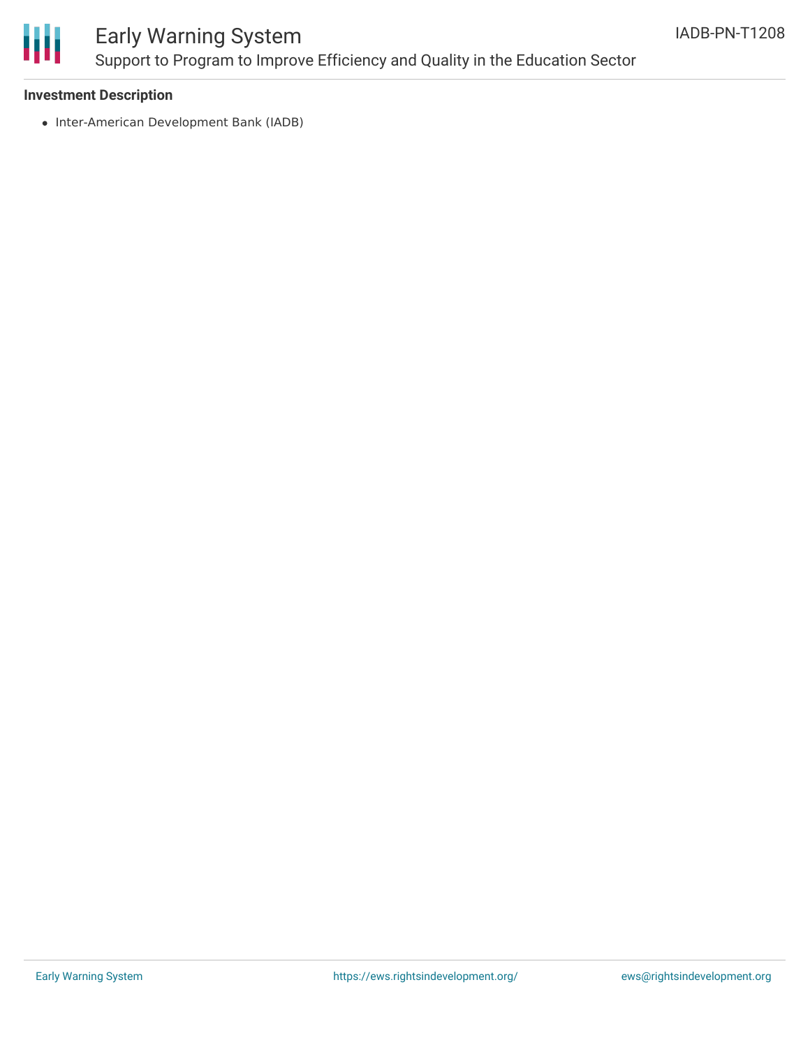**Investment Description**

- Inter-American Development Bank (IADB)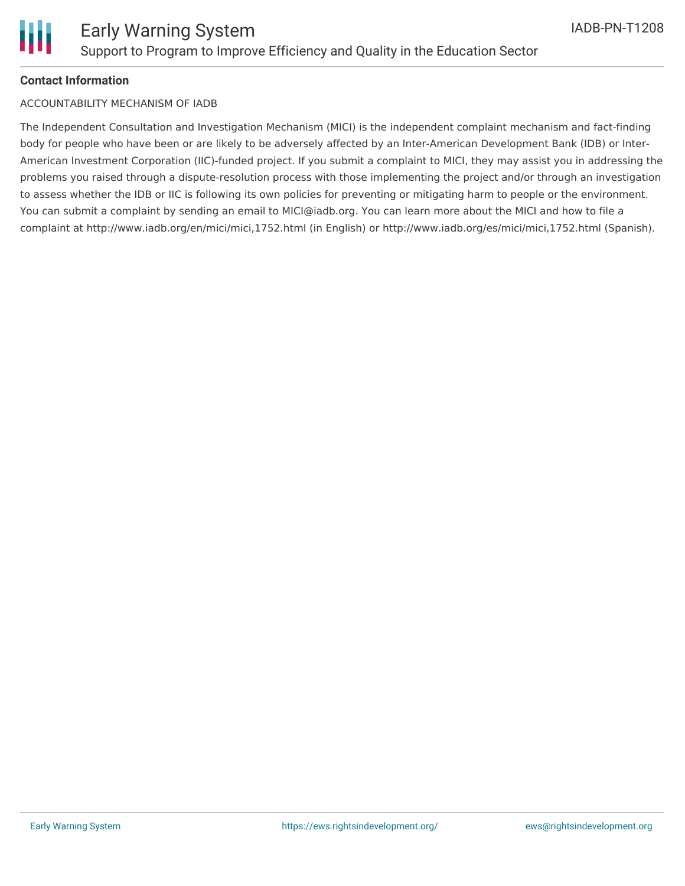**Contact Information**

ACCOUNTABILITY MECHANISM OF IADB

The Independent Consultation and Investigation Mechanism (MICI) is the independent complaint mechanism and fact-finding body for people who have been or are likely to be adversely affected by an Inter-American Development Bank (IDB) or Inter-American Investment Corporation (IIC)-funded project. If you submit a complaint to MICI, they may assist you in addressing the problems you raised through a dispute-resolution process with those implementing the project and/or through an investigation to assess whether the IDB or IIC is following its own policies for preventing or mitigating harm to people or the environment. You can submit a complaint by sending an email to MICI@iadb.org. You can learn more about the MICI and how to file a complaint at http://www.iadb.org/en/mici/mici,1752.html (in English) or http://www.iadb.org/es/mici/mici,1752.html (Spanish).